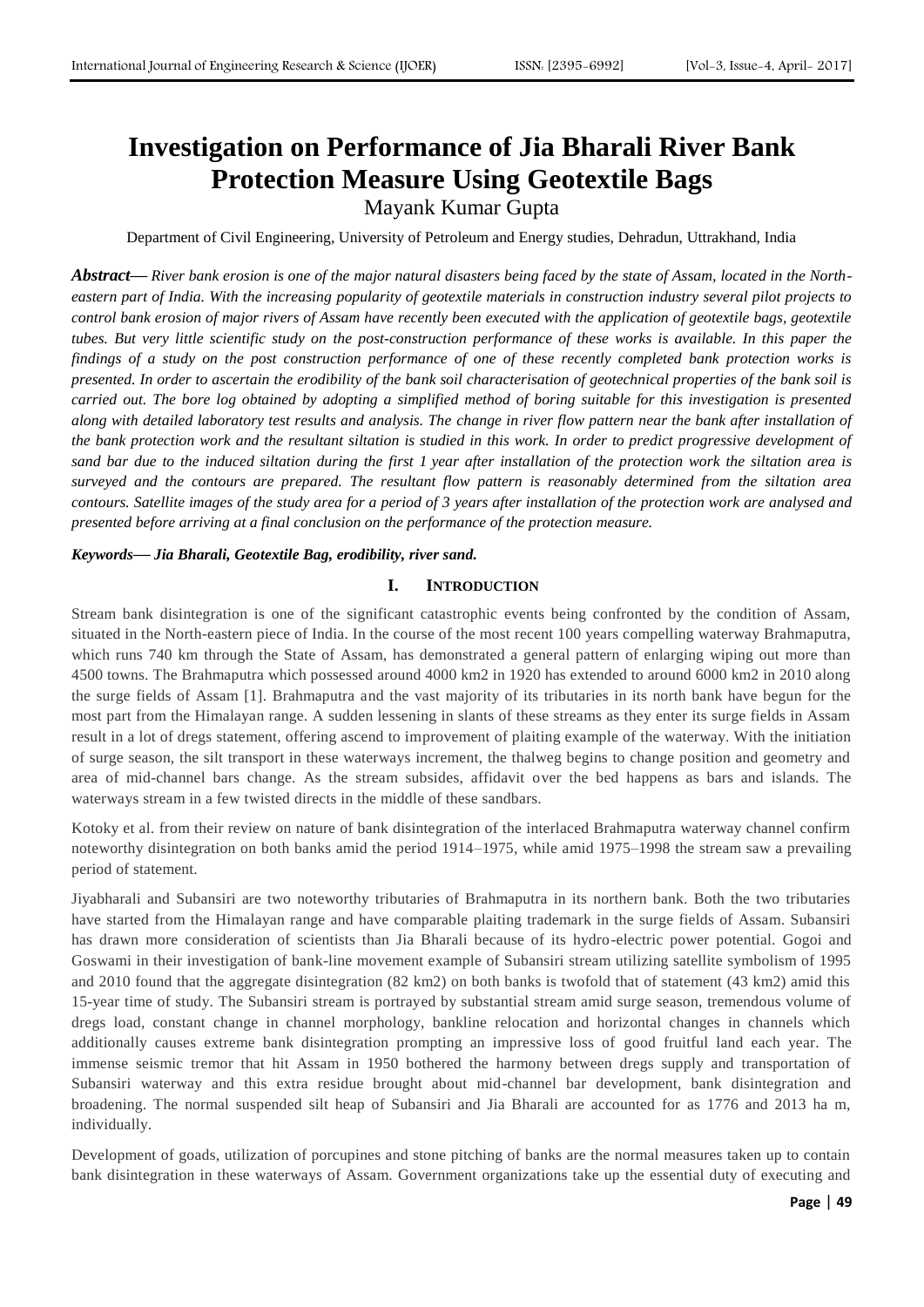# Investigation on Performance of Jia Bharali River Bank Protection Measure Using Geotextile Bags

Mayank Kumar Gupta

Department of Civil Engineering, University of Petroleum and Energy studies, Dehradun, Uttrakhand, India

***Abstract*—** *River bank erosion is one of the major natural disasters being faced by the state of Assam, located in the North-eastern part of India. With the increasing popularity of geotextile materials in construction industry several pilot projects to control bank erosion of major rivers of Assam have recently been executed with the application of geotextile bags, geotextile tubes. But very little scientific study on the post-construction performance of these works is available. In this paper the findings of a study on the post construction performance of one of these recently completed bank protection works is presented. In order to ascertain the erodibility of the bank soil characterisation of geotechnical properties of the bank soil is carried out. The bore log obtained by adopting a simplified method of boring suitable for this investigation is presented along with detailed laboratory test results and analysis. The change in river flow pattern near the bank after installation of the bank protection work and the resultant siltation is studied in this work. In order to predict progressive development of sand bar due to the induced siltation during the first 1 year after installation of the protection work the siltation area is surveyed and the contours are prepared. The resultant flow pattern is reasonably determined from the siltation area contours. Satellite images of the study area for a period of 3 years after installation of the protection work are analysed and presented before arriving at a final conclusion on the performance of the protection measure.*

***Keywords*— *Jia Bharali, Geotextile Bag, erodibility, river sand.***

## I. INTRODUCTION

Stream bank disintegration is one of the significant catastrophic events being confronted by the condition of Assam, situated in the North-eastern piece of India. In the course of the most recent 100 years compelling waterway Brahmaputra, which runs 740 km through the State of Assam, has demonstrated a general pattern of enlarging wiping out more than 4500 towns. The Brahmaputra which possessed around 4000 km2 in 1920 has extended to around 6000 km2 in 2010 along the surge fields of Assam [1]. Brahmaputra and the vast majority of its tributaries in its north bank have begun for the most part from the Himalayan range. A sudden lessening in slants of these streams as they enter its surge fields in Assam result in a lot of dregs statement, offering ascend to improvement of plaiting example of the waterway. With the initiation of surge season, the silt transport in these waterways increment, the thalweg begins to change position and geometry and area of mid-channel bars change. As the stream subsides, affidavit over the bed happens as bars and islands. The waterways stream in a few twisted directs in the middle of these sandbars.

Kotoky et al. from their review on nature of bank disintegration of the interlaced Brahmaputra waterway channel confirm noteworthy disintegration on both banks amid the period 1914–1975, while amid 1975–1998 the stream saw a prevailing period of statement.

Jiyabharali and Subansiri are two noteworthy tributaries of Brahmaputra in its northern bank. Both the two tributaries have started from the Himalayan range and have comparable plaiting trademark in the surge fields of Assam. Subansiri has drawn more consideration of scientists than Jia Bharali because of its hydro-electric power potential. Gogoi and Goswami in their investigation of bank-line movement example of Subansiri stream utilizing satellite symbolism of 1995 and 2010 found that the aggregate disintegration (82 km2) on both banks is twofold that of statement (43 km2) amid this 15-year time of study. The Subansiri stream is portrayed by substantial stream amid surge season, tremendous volume of dregs load, constant change in channel morphology, bankline relocation and horizontal changes in channels which additionally causes extreme bank disintegration prompting an impressive loss of good fruitful land each year. The immense seismic tremor that hit Assam in 1950 bothered the harmony between dregs supply and transportation of Subansiri waterway and this extra residue brought about mid-channel bar development, bank disintegration and broadening. The normal suspended silt heap of Subansiri and Jia Bharali are accounted for as 1776 and 2013 ha m, individually.

Development of goads, utilization of porcupines and stone pitching of banks are the normal measures taken up to contain bank disintegration in these waterways of Assam. Government organizations take up the essential duty of executing and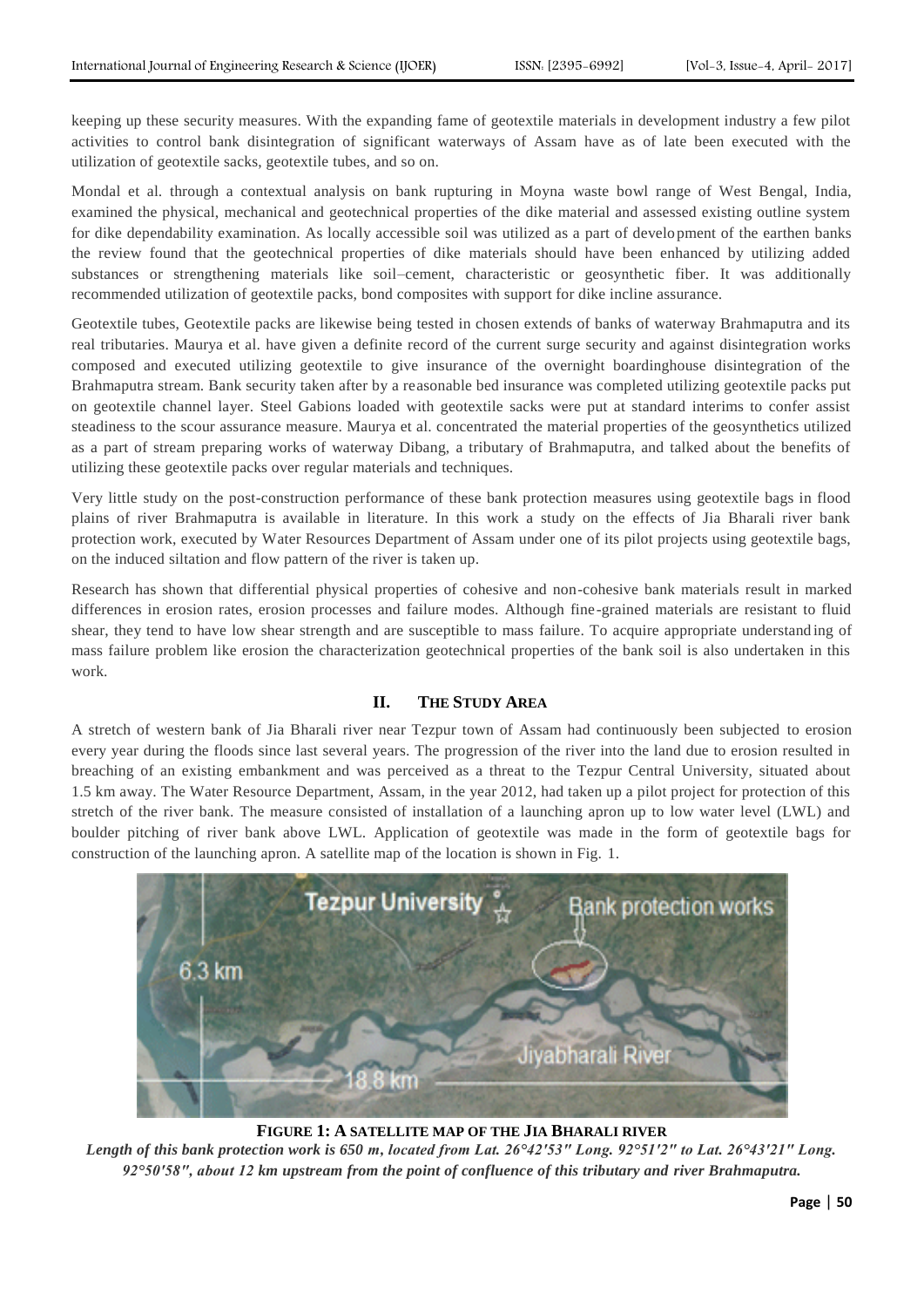keeping up these security measures. With the expanding fame of geotextile materials in development industry a few pilot activities to control bank disintegration of significant waterways of Assam have as of late been executed with the utilization of geotextile sacks, geotextile tubes, and so on.

Mondal et al. through a contextual analysis on bank rupturing in Moyna waste bowl range of West Bengal, India, examined the physical, mechanical and geotechnical properties of the dike material and assessed existing outline system for dike dependability examination. As locally accessible soil was utilized as a part of development of the earthen banks the review found that the geotechnical properties of dike materials should have been enhanced by utilizing added substances or strengthening materials like soil–cement, characteristic or geosynthetic fiber. It was additionally recommended utilization of geotextile packs, bond composites with support for dike incline assurance.

Geotextile tubes, Geotextile packs are likewise being tested in chosen extends of banks of waterway Brahmaputra and its real tributaries. Maurya et al. have given a definite record of the current surge security and against disintegration works composed and executed utilizing geotextile to give insurance of the overnight boardinghouse disintegration of the Brahmaputra stream. Bank security taken after by a reasonable bed insurance was completed utilizing geotextile packs put on geotextile channel layer. Steel Gabions loaded with geotextile sacks were put at standard interims to confer assist steadiness to the scour assurance measure. Maurya et al. concentrated the material properties of the geosynthetics utilized as a part of stream preparing works of waterway Dibang, a tributary of Brahmaputra, and talked about the benefits of utilizing these geotextile packs over regular materials and techniques.

Very little study on the post-construction performance of these bank protection measures using geotextile bags in flood plains of river Brahmaputra is available in literature. In this work a study on the effects of Jia Bharali river bank protection work, executed by Water Resources Department of Assam under one of its pilot projects using geotextile bags, on the induced siltation and flow pattern of the river is taken up.

Research has shown that differential physical properties of cohesive and non-cohesive bank materials result in marked differences in erosion rates, erosion processes and failure modes. Although fine-grained materials are resistant to fluid shear, they tend to have low shear strength and are susceptible to mass failure. To acquire appropriate understanding of mass failure problem like erosion the characterization geotechnical properties of the bank soil is also undertaken in this work.

## II. THE STUDY AREA

A stretch of western bank of Jia Bharali river near Tezpur town of Assam had continuously been subjected to erosion every year during the floods since last several years. The progression of the river into the land due to erosion resulted in breaching of an existing embankment and was perceived as a threat to the Tezpur Central University, situated about 1.5 km away. The Water Resource Department, Assam, in the year 2012, had taken up a pilot project for protection of this stretch of the river bank. The measure consisted of installation of a launching apron up to low water level (LWL) and boulder pitching of river bank above LWL. Application of geotextile was made in the form of geotextile bags for construction of the launching apron. A satellite map of the location is shown in Fig. 1.

**FIGURE 1: A SATELLITE MAP OF THE JIA BHARALI RIVER**

***Length of this bank protection work is 650 m, located from Lat. 26°42'53" Long. 92°51'2" to Lat. 26°43'21" Long. 92°50'58", about 12 km upstream from the point of confluence of this tributary and river Brahmaputra.***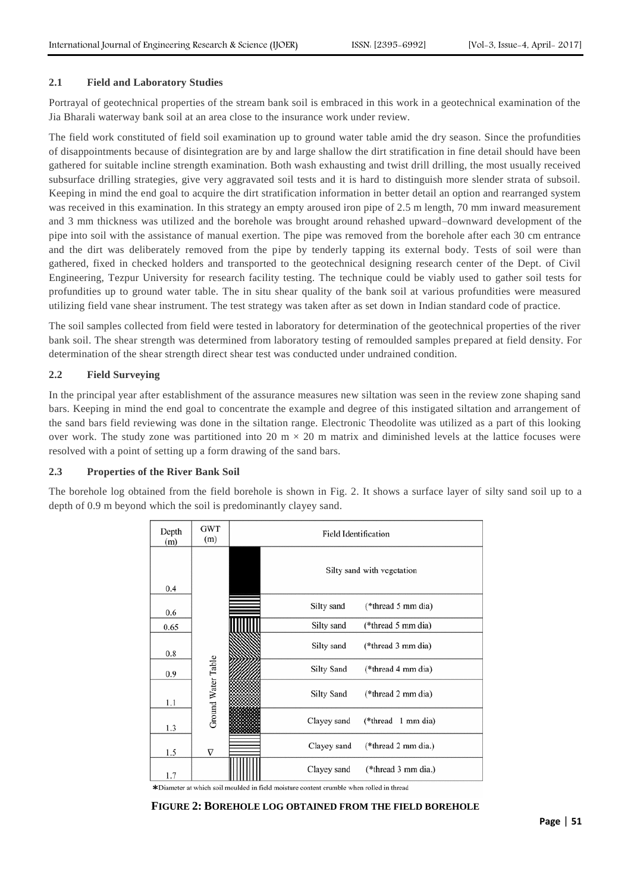### 2.1 Field and Laboratory Studies

Portrayal of geotechnical properties of the stream bank soil is embraced in this work in a geotechnical examination of the Jia Bharali waterway bank soil at an area close to the insurance work under review.

The field work constituted of field soil examination up to ground water table amid the dry season. Since the profundities of disappointments because of disintegration are by and large shallow the dirt stratification in fine detail should have been gathered for suitable incline strength examination. Both wash exhausting and twist drill drilling, the most usually received subsurface drilling strategies, give very aggravated soil tests and it is hard to distinguish more slender strata of subsoil. Keeping in mind the end goal to acquire the dirt stratification information in better detail an option and rearranged system was received in this examination. In this strategy an empty aroused iron pipe of 2.5 m length, 70 mm inward measurement and 3 mm thickness was utilized and the borehole was brought around rehashed upward–downward development of the pipe into soil with the assistance of manual exertion. The pipe was removed from the borehole after each 30 cm entrance and the dirt was deliberately removed from the pipe by tenderly tapping its external body. Tests of soil were than gathered, fixed in checked holders and transported to the geotechnical designing research center of the Dept. of Civil Engineering, Tezpur University for research facility testing. The technique could be viably used to gather soil tests for profundities up to ground water table. The in situ shear quality of the bank soil at various profundities were measured utilizing field vane shear instrument. The test strategy was taken after as set down in Indian standard code of practice.

The soil samples collected from field were tested in laboratory for determination of the geotechnical properties of the river bank soil. The shear strength was determined from laboratory testing of remoulded samples prepared at field density. For determination of the shear strength direct shear test was conducted under undrained condition.

### 2.2 Field Surveying

In the principal year after establishment of the assurance measures new siltation was seen in the review zone shaping sand bars. Keeping in mind the end goal to concentrate the example and degree of this instigated siltation and arrangement of the sand bars field reviewing was done in the siltation range. Electronic Theodolite was utilized as a part of this looking over work. The study zone was partitioned into 20 m × 20 m matrix and diminished levels at the lattice focuses were resolved with a point of setting up a form drawing of the sand bars.

### 2.3 Properties of the River Bank Soil

The borehole log obtained from the field borehole is shown in Fig. 2. It shows a surface layer of silty sand soil up to a depth of 0.9 m beyond which the soil is predominantly clayey sand.

| Depth (m) | GWT (m) | Field Identification | |
|---|---|---|---|
| 0.4 | Ground Water Table | Silty sand with vegetation | |
| 0.6 | | Silty sand | (*thread 5 mm dia) |
| 0.65 | | Silty sand | (*thread 5 mm dia) |
| 0.8 | | Silty sand | (*thread 3 mm dia) |
| 0.9 | | Silty Sand | (*thread 4 mm dia) |
| 1.1 | | Silty Sand | (*thread 2 mm dia) |
| 1.3 | | Clayey sand | (*thread 1 mm dia) |
| 1.5 | ∇ | Clayey sand | (*thread 2 mm dia.) |
| 1.7 | | Clayey sand | (*thread 3 mm dia.) |

*Diameter at which soil moulded in field moisture content crumble when rolled in thread

**FIGURE 2: BOREHOLE LOG OBTAINED FROM THE FIELD BOREHOLE**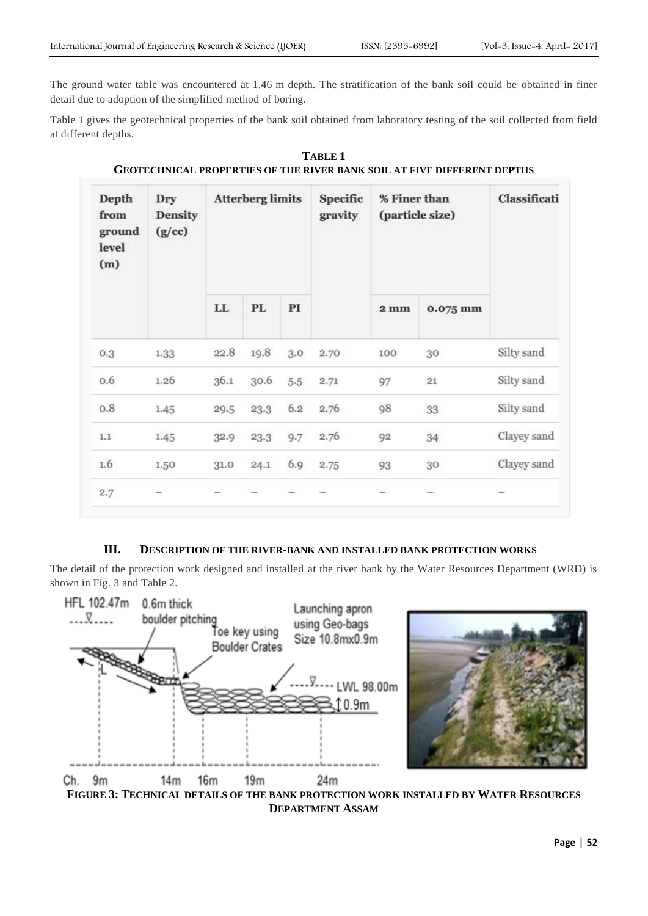The ground water table was encountered at 1.46 m depth. The stratification of the bank soil could be obtained in finer detail due to adoption of the simplified method of boring.

Table 1 gives the geotechnical properties of the bank soil obtained from laboratory testing of the soil collected from field at different depths.

**TABLE 1**
**GEOTECHNICAL PROPERTIES OF THE RIVER BANK SOIL AT FIVE DIFFERENT DEPTHS**

| Depth from ground level (m) | Dry Density (g/cc) | Atterberg limits | | | Specific gravity | % Finer than (particle size) | | Classificati |
|---|---|---|---|---|---|---|---|---|
| | | LL | PL | PI | | 2 mm | 0.075 mm | |
| 0.3 | 1.33 | 22.8 | 19.8 | 3.0 | 2.70 | 100 | 30 | Silty sand |
| 0.6 | 1.26 | 36.1 | 30.6 | 5.5 | 2.71 | 97 | 21 | Silty sand |
| 0.8 | 1.45 | 29.5 | 23.3 | 6.2 | 2.76 | 98 | 33 | Silty sand |
| 1.1 | 1.45 | 32.9 | 23.3 | 9.7 | 2.76 | 92 | 34 | Clayey sand |
| 1.6 | 1.50 | 31.0 | 24.1 | 6.9 | 2.75 | 93 | 30 | Clayey sand |
| 2.7 | – | – | – | – | – | – | – | – |

## III. DESCRIPTION OF THE RIVER-BANK AND INSTALLED BANK PROTECTION WORKS

The detail of the protection work designed and installed at the river bank by the Water Resources Department (WRD) is shown in Fig. 3 and Table 2.

**FIGURE 3: TECHNICAL DETAILS OF THE BANK PROTECTION WORK INSTALLED BY WATER RESOURCES DEPARTMENT ASSAM**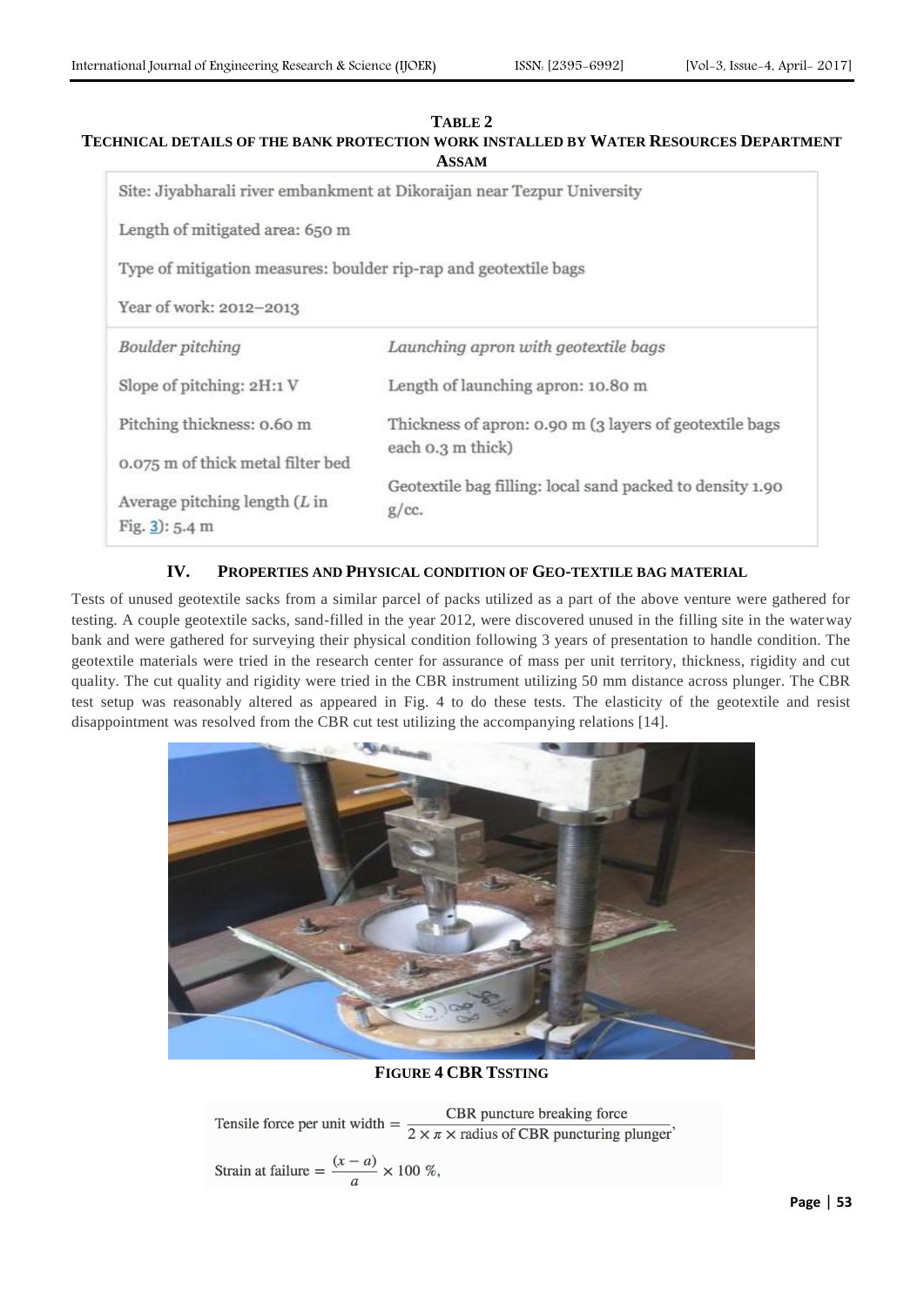**TABLE 2**
**TECHNICAL DETAILS OF THE BANK PROTECTION WORK INSTALLED BY WATER RESOURCES DEPARTMENT ASSAM**

| Site: Jiyabharali river embankment at Dikoraijan near Tezpur University | |
|---|---|
| Length of mitigated area: 650 m | |
| Type of mitigation measures: boulder rip-rap and geotextile bags | |
| Year of work: 2012–2013 | |
| *Boulder pitching* | *Launching apron with geotextile bags* |
| Slope of pitching: 2H:1 V | Length of launching apron: 10.80 m |
| Pitching thickness: 0.60 m | Thickness of apron: 0.90 m (3 layers of geotextile bags each 0.3 m thick) |
| 0.075 m of thick metal filter bed | Geotextile bag filling: local sand packed to density 1.90 g/cc. |
| Average pitching length ($L$ in Fig. 3): 5.4 m | |

## IV. PROPERTIES AND PHYSICAL CONDITION OF GEO-TEXTILE BAG MATERIAL

Tests of unused geotextile sacks from a similar parcel of packs utilized as a part of the above venture were gathered for testing. A couple geotextile sacks, sand-filled in the year 2012, were discovered unused in the filling site in the waterway bank and were gathered for surveying their physical condition following 3 years of presentation to handle condition. The geotextile materials were tried in the research center for assurance of mass per unit territory, thickness, rigidity and cut quality. The cut quality and rigidity were tried in the CBR instrument utilizing 50 mm distance across plunger. The CBR test setup was reasonably altered as appeared in Fig. 4 to do these tests. The elasticity of the geotextile and resist disappointment was resolved from the CBR cut test utilizing the accompanying relations [14].

**FIGURE 4 CBR TSSTING**

$$\text{Tensile force per unit width} = \frac{\text{CBR puncture breaking force}}{2 \times \pi \times \text{radius of CBR puncturing plunger}},$$

$$\text{Strain at failure} = \frac{(x - a)}{a} \times 100\ \%,$$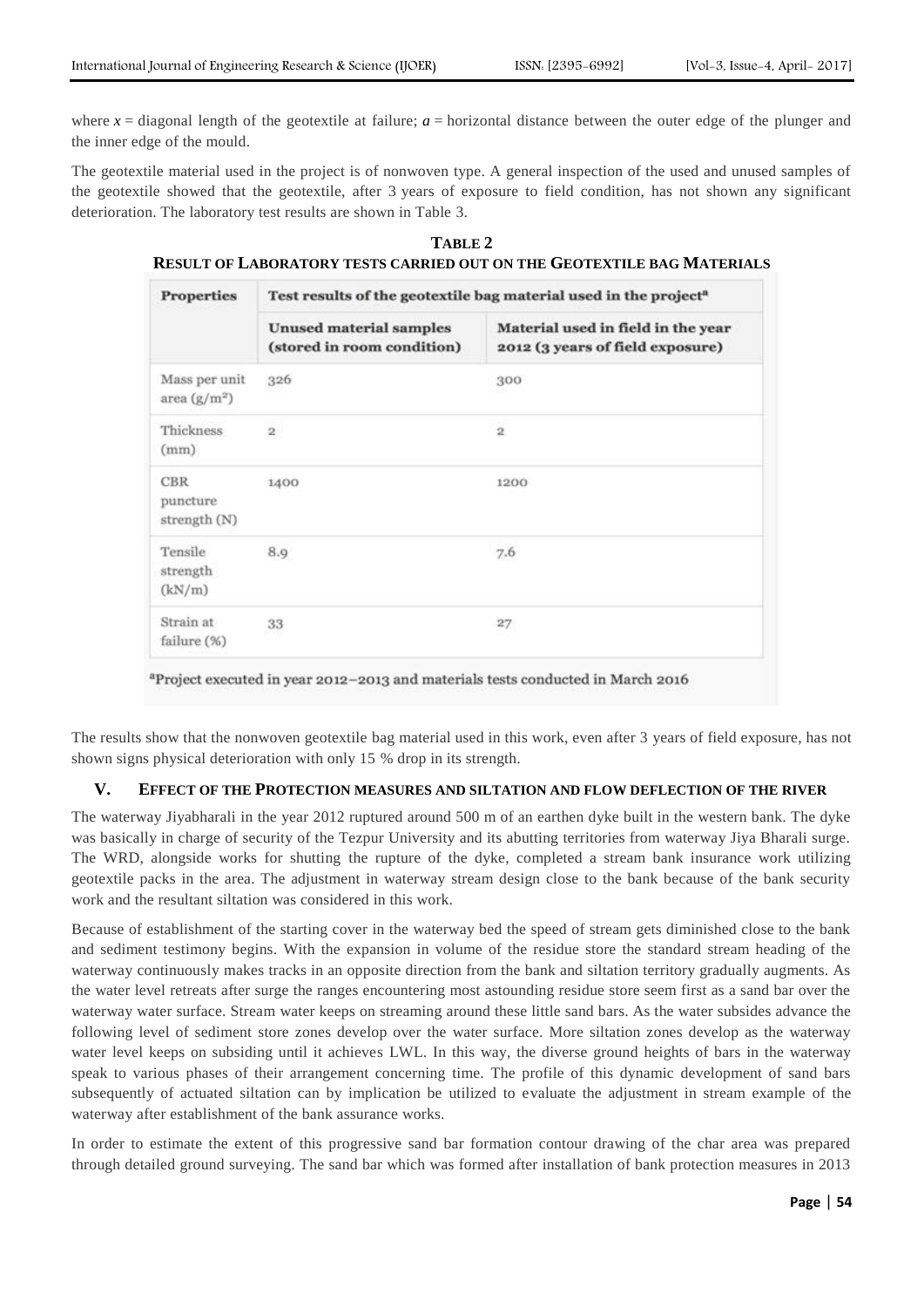where $x$ = diagonal length of the geotextile at failure; $a$ = horizontal distance between the outer edge of the plunger and the inner edge of the mould.

The geotextile material used in the project is of nonwoven type. A general inspection of the used and unused samples of the geotextile showed that the geotextile, after 3 years of exposure to field condition, has not shown any significant deterioration. The laboratory test results are shown in Table 3.

**TABLE 2**
**RESULT OF LABORATORY TESTS CARRIED OUT ON THE GEOTEXTILE BAG MATERIALS**

| Properties | Test results of the geotextile bag material used in the project[a] | |
|---|---|---|
| | Unused material samples (stored in room condition) | Material used in field in the year 2012 (3 years of field exposure) |
| Mass per unit area ($g/m^2$) | 326 | 300 |
| Thickness (mm) | 2 | 2 |
| CBR puncture strength (N) | 1400 | 1200 |
| Tensile strength (kN/m) | 8.9 | 7.6 |
| Strain at failure (%) | 33 | 27 |

[a]Project executed in year 2012–2013 and materials tests conducted in March 2016

The results show that the nonwoven geotextile bag material used in this work, even after 3 years of field exposure, has not shown signs physical deterioration with only 15 % drop in its strength.

## V. EFFECT OF THE PROTECTION MEASURES AND SILTATION AND FLOW DEFLECTION OF THE RIVER

The waterway Jiyabharali in the year 2012 ruptured around 500 m of an earthen dyke built in the western bank. The dyke was basically in charge of security of the Tezpur University and its abutting territories from waterway Jiya Bharali surge. The WRD, alongside works for shutting the rupture of the dyke, completed a stream bank insurance work utilizing geotextile packs in the area. The adjustment in waterway stream design close to the bank because of the bank security work and the resultant siltation was considered in this work.

Because of establishment of the starting cover in the waterway bed the speed of stream gets diminished close to the bank and sediment testimony begins. With the expansion in volume of the residue store the standard stream heading of the waterway continuously makes tracks in an opposite direction from the bank and siltation territory gradually augments. As the water level retreats after surge the ranges encountering most astounding residue store seem first as a sand bar over the waterway water surface. Stream water keeps on streaming around these little sand bars. As the water subsides advance the following level of sediment store zones develop over the water surface. More siltation zones develop as the waterway water level keeps on subsiding until it achieves LWL. In this way, the diverse ground heights of bars in the waterway speak to various phases of their arrangement concerning time. The profile of this dynamic development of sand bars subsequently of actuated siltation can by implication be utilized to evaluate the adjustment in stream example of the waterway after establishment of the bank assurance works.

In order to estimate the extent of this progressive sand bar formation contour drawing of the char area was prepared through detailed ground surveying. The sand bar which was formed after installation of bank protection measures in 2013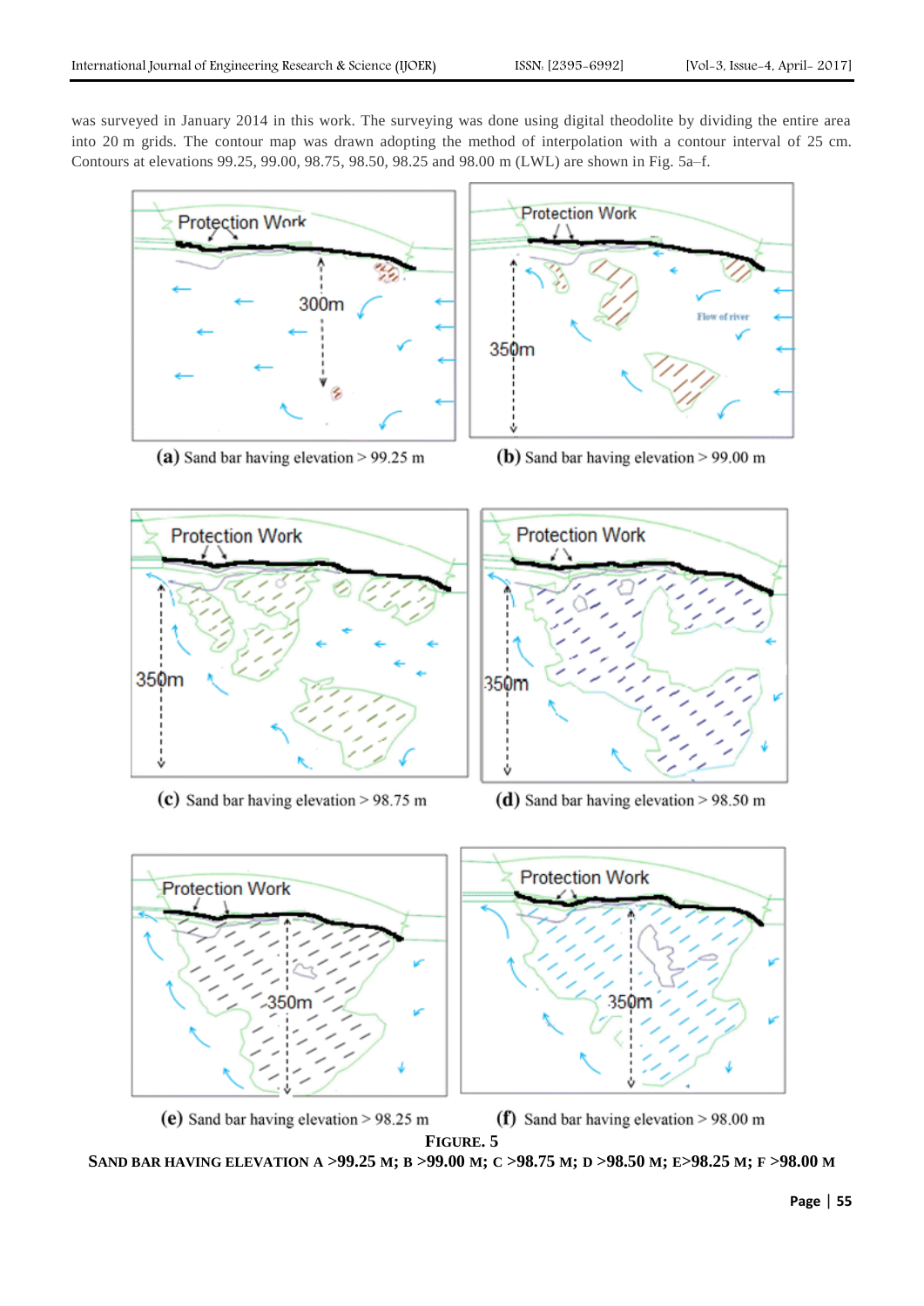was surveyed in January 2014 in this work. The surveying was done using digital theodolite by dividing the entire area into 20 m grids. The contour map was drawn adopting the method of interpolation with a contour interval of 25 cm. Contours at elevations 99.25, 99.00, 98.75, 98.50, 98.25 and 98.00 m (LWL) are shown in Fig. 5a–f.

**(a)** Sand bar having elevation > 99.25 m

**(b)** Sand bar having elevation > 99.00 m

**(c)** Sand bar having elevation > 98.75 m

**(d)** Sand bar having elevation > 98.50 m

**(e)** Sand bar having elevation > 98.25 m

**(f)** Sand bar having elevation > 98.00 m

**FIGURE. 5**

**SAND BAR HAVING ELEVATION A >99.25 M; B >99.00 M; C >98.75 M; D >98.50 M; E>98.25 M; F >98.00 M**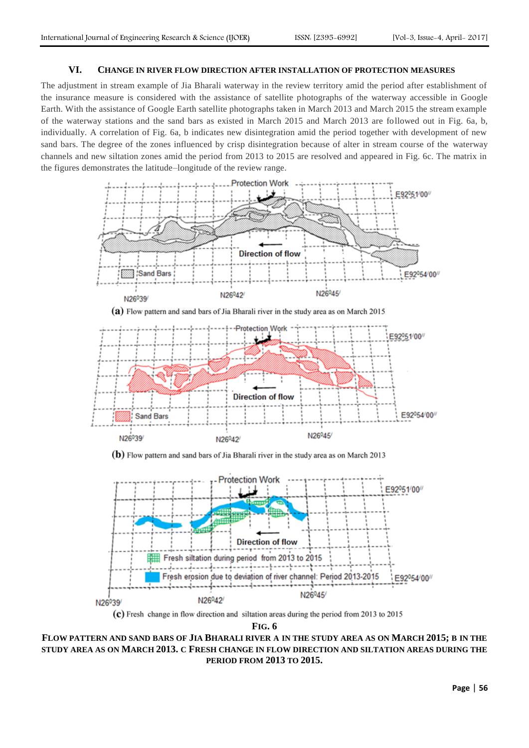## VI. CHANGE IN RIVER FLOW DIRECTION AFTER INSTALLATION OF PROTECTION MEASURES

The adjustment in stream example of Jia Bharali waterway in the review territory amid the period after establishment of the insurance measure is considered with the assistance of satellite photographs of the waterway accessible in Google Earth. With the assistance of Google Earth satellite photographs taken in March 2013 and March 2015 the stream example of the waterway stations and the sand bars as existed in March 2015 and March 2013 are followed out in Fig. 6a, b, individually. A correlation of Fig. 6a, b indicates new disintegration amid the period together with development of new sand bars. The degree of the zones influenced by crisp disintegration because of alter in stream course of the waterway channels and new siltation zones amid the period from 2013 to 2015 are resolved and appeared in Fig. 6c. The matrix in the figures demonstrates the latitude–longitude of the review range.

**(a)** Flow pattern and sand bars of Jia Bharali river in the study area as on March 2015

**(b)** Flow pattern and sand bars of Jia Bharali river in the study area as on March 2013

**(c)** Fresh change in flow direction and siltation areas during the period from 2013 to 2015

**FIG. 6**

**FLOW PATTERN AND SAND BARS OF JIA BHARALI RIVER A IN THE STUDY AREA AS ON MARCH 2015; B IN THE STUDY AREA AS ON MARCH 2013. C FRESH CHANGE IN FLOW DIRECTION AND SILTATION AREAS DURING THE PERIOD FROM 2013 TO 2015.**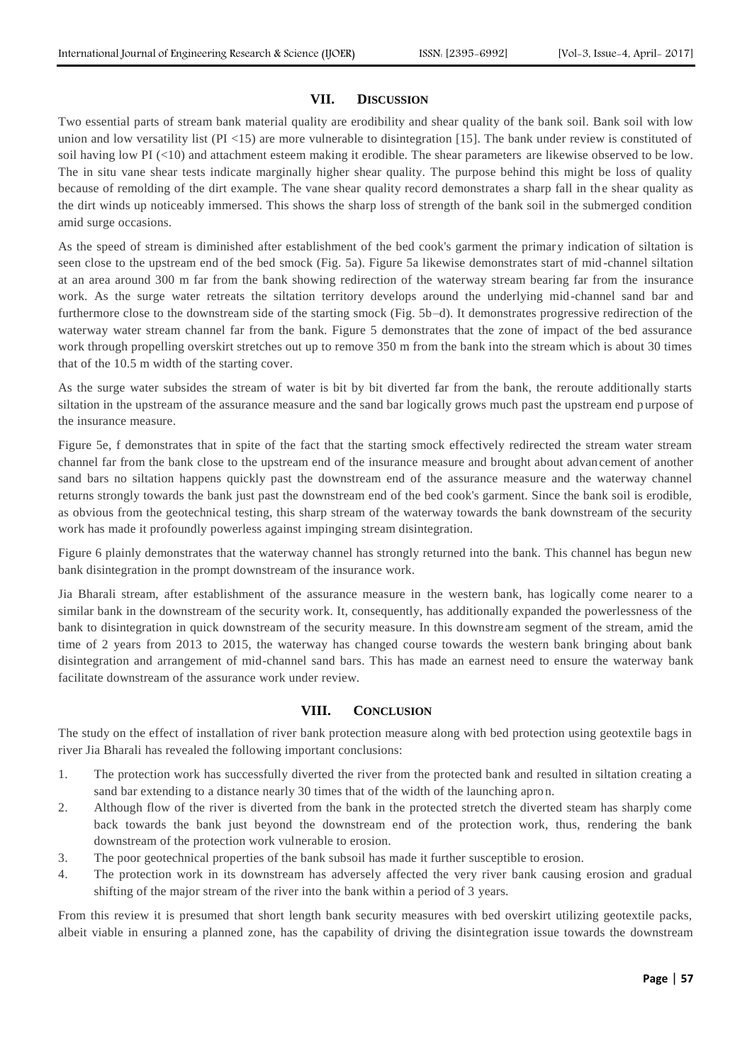## VII. DISCUSSION

Two essential parts of stream bank material quality are erodibility and shear quality of the bank soil. Bank soil with low union and low versatility list (PI <15) are more vulnerable to disintegration [15]. The bank under review is constituted of soil having low PI (<10) and attachment esteem making it erodible. The shear parameters are likewise observed to be low. The in situ vane shear tests indicate marginally higher shear quality. The purpose behind this might be loss of quality because of remolding of the dirt example. The vane shear quality record demonstrates a sharp fall in the shear quality as the dirt winds up noticeably immersed. This shows the sharp loss of strength of the bank soil in the submerged condition amid surge occasions.

As the speed of stream is diminished after establishment of the bed cook's garment the primary indication of siltation is seen close to the upstream end of the bed smock (Fig. 5a). Figure 5a likewise demonstrates start of mid-channel siltation at an area around 300 m far from the bank showing redirection of the waterway stream bearing far from the insurance work. As the surge water retreats the siltation territory develops around the underlying mid-channel sand bar and furthermore close to the downstream side of the starting smock (Fig. 5b–d). It demonstrates progressive redirection of the waterway water stream channel far from the bank. Figure 5 demonstrates that the zone of impact of the bed assurance work through propelling overskirt stretches out up to remove 350 m from the bank into the stream which is about 30 times that of the 10.5 m width of the starting cover.

As the surge water subsides the stream of water is bit by bit diverted far from the bank, the reroute additionally starts siltation in the upstream of the assurance measure and the sand bar logically grows much past the upstream end purpose of the insurance measure.

Figure 5e, f demonstrates that in spite of the fact that the starting smock effectively redirected the stream water stream channel far from the bank close to the upstream end of the insurance measure and brought about advancement of another sand bars no siltation happens quickly past the downstream end of the assurance measure and the waterway channel returns strongly towards the bank just past the downstream end of the bed cook's garment. Since the bank soil is erodible, as obvious from the geotechnical testing, this sharp stream of the waterway towards the bank downstream of the security work has made it profoundly powerless against impinging stream disintegration.

Figure 6 plainly demonstrates that the waterway channel has strongly returned into the bank. This channel has begun new bank disintegration in the prompt downstream of the insurance work.

Jia Bharali stream, after establishment of the assurance measure in the western bank, has logically come nearer to a similar bank in the downstream of the security work. It, consequently, has additionally expanded the powerlessness of the bank to disintegration in quick downstream of the security measure. In this downstream segment of the stream, amid the time of 2 years from 2013 to 2015, the waterway has changed course towards the western bank bringing about bank disintegration and arrangement of mid-channel sand bars. This has made an earnest need to ensure the waterway bank facilitate downstream of the assurance work under review.

## VIII. CONCLUSION

The study on the effect of installation of river bank protection measure along with bed protection using geotextile bags in river Jia Bharali has revealed the following important conclusions:

1. The protection work has successfully diverted the river from the protected bank and resulted in siltation creating a sand bar extending to a distance nearly 30 times that of the width of the launching apron.
2. Although flow of the river is diverted from the bank in the protected stretch the diverted steam has sharply come back towards the bank just beyond the downstream end of the protection work, thus, rendering the bank downstream of the protection work vulnerable to erosion.
3. The poor geotechnical properties of the bank subsoil has made it further susceptible to erosion.
4. The protection work in its downstream has adversely affected the very river bank causing erosion and gradual shifting of the major stream of the river into the bank within a period of 3 years.

From this review it is presumed that short length bank security measures with bed overskirt utilizing geotextile packs, albeit viable in ensuring a planned zone, has the capability of driving the disintegration issue towards the downstream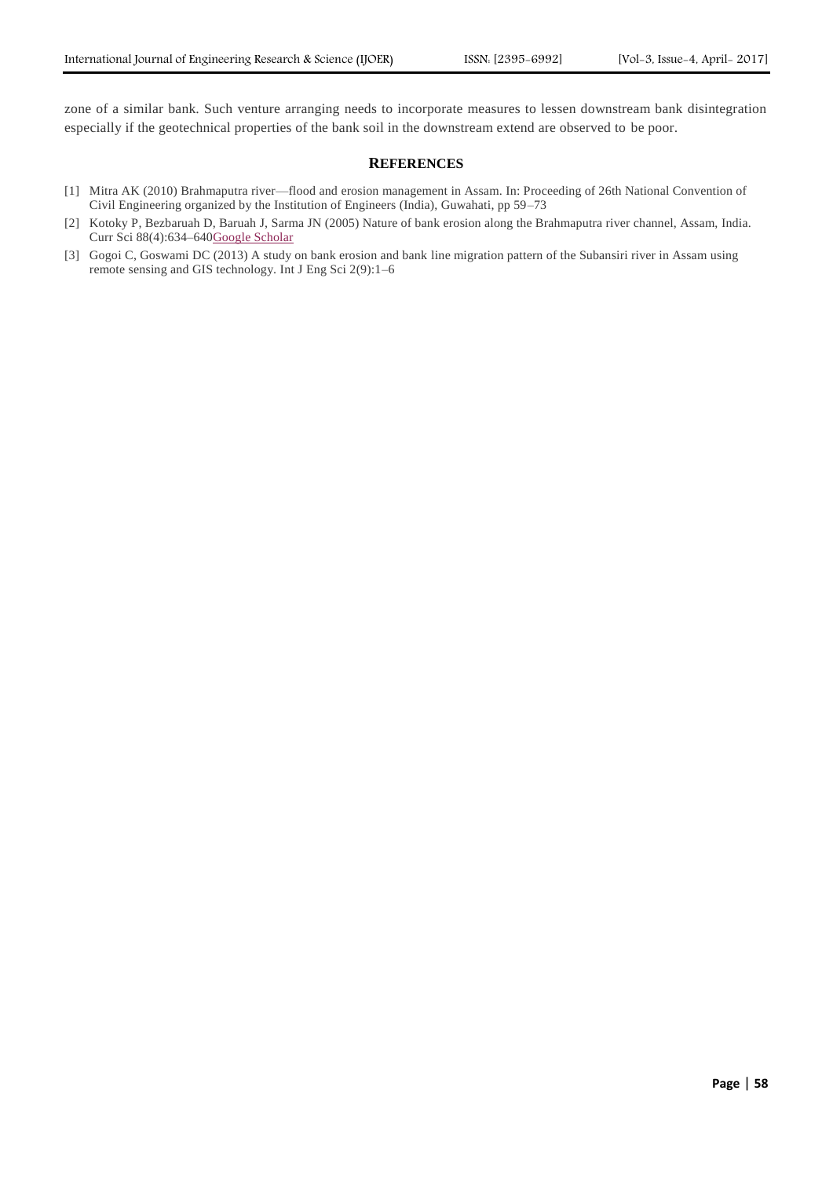zone of a similar bank. Such venture arranging needs to incorporate measures to lessen downstream bank disintegration especially if the geotechnical properties of the bank soil in the downstream extend are observed to be poor.

## REFERENCES

[1] Mitra AK (2010) Brahmaputra river—flood and erosion management in Assam. In: Proceeding of 26th National Convention of Civil Engineering organized by the Institution of Engineers (India), Guwahati, pp 59–73

[2] Kotoky P, Bezbaruah D, Baruah J, Sarma JN (2005) Nature of bank erosion along the Brahmaputra river channel, Assam, India. Curr Sci 88(4):634–640Google Scholar

[3] Gogoi C, Goswami DC (2013) A study on bank erosion and bank line migration pattern of the Subansiri river in Assam using remote sensing and GIS technology. Int J Eng Sci 2(9):1–6